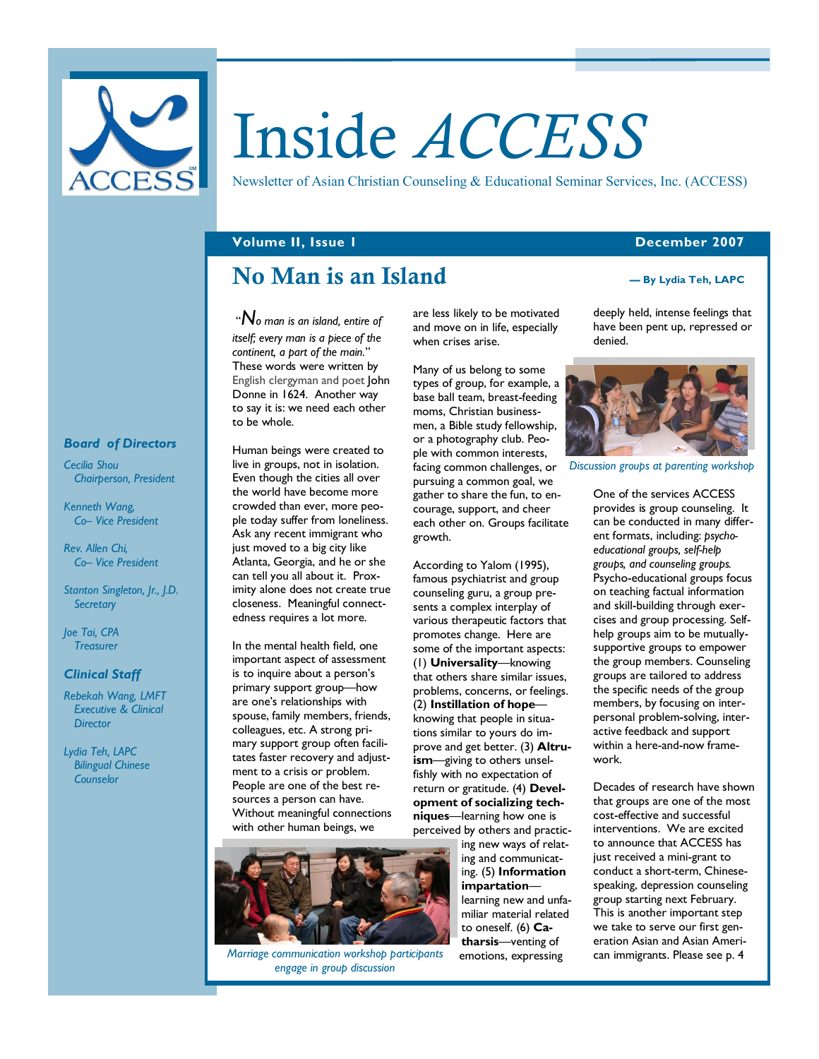# Inside *ACCESS*

Newsletter of Asian Christian Counseling & Educational Seminar Services, Inc. (ACCESS)

**Volume II, Issue 1** **December 2007**

## No Man is an Island

**— By Lydia Teh, LAPC**

"*No man is an island, entire of itself; every man is a piece of the continent, a part of the main.*" These words were written by English clergyman and poet John Donne in 1624. Another way to say it is: we need each other to be whole.

Human beings were created to live in groups, not in isolation. Even though the cities all over the world have become more crowded than ever, more people today suffer from loneliness. Ask any recent immigrant who just moved to a big city like Atlanta, Georgia, and he or she can tell you all about it. Proximity alone does not create true closeness. Meaningful connectedness requires a lot more.

In the mental health field, one important aspect of assessment is to inquire about a person's primary support group—how are one's relationships with spouse, family members, friends, colleagues, etc. A strong primary support group often facilitates faster recovery and adjustment to a crisis or problem. People are one of the best resources a person can have. Without meaningful connections with other human beings, we are less likely to be motivated and move on in life, especially when crises arise.

Many of us belong to some types of group, for example, a base ball team, breast-feeding moms, Christian businessmen, a Bible study fellowship, or a photography club. People with common interests, facing common challenges, or pursuing a common goal, we gather to share the fun, to encourage, support, and cheer each other on. Groups facilitate growth.

According to Yalom (1995), famous psychiatrist and group counseling guru, a group presents a complex interplay of various therapeutic factors that promotes change. Here are some of the important aspects: (1) **Universality**—knowing that others share similar issues, problems, concerns, or feelings. (2) **Instillation of hope**—knowing that people in situations similar to yours do improve and get better. (3) **Altruism**—giving to others unselfishly with no expectation of return or gratitude. (4) **Development of socializing techniques**—learning how one is perceived by others and practicing new ways of relating and communicating. (5) **Information impartation**—learning new and unfamiliar material related to oneself. (6) **Catharsis**—venting of emotions, expressing deeply held, intense feelings that have been pent up, repressed or denied.

*Marriage communication workshop participants engage in group discussion*

*Discussion groups at parenting workshop*

One of the services ACCESS provides is group counseling. It can be conducted in many different formats, including: *psycho-educational groups, self-help groups, and counseling groups.* Psycho-educational groups focus on teaching factual information and skill-building through exercises and group processing. Self-help groups aim to be mutually-supportive groups to empower the group members. Counseling groups are tailored to address the specific needs of the group members, by focusing on interpersonal problem-solving, interactive feedback and support within a here-and-now framework.

Decades of research have shown that groups are one of the most cost-effective and successful interventions. We are excited to announce that ACCESS has just received a mini-grant to conduct a short-term, Chinese-speaking, depression counseling group starting next February. This is another important step we take to serve our first generation Asian and Asian American immigrants. Please see p. 4

---

### Board of Directors

*Cecilia Shou*
*Chairperson, President*

*Kenneth Wang,*
*Co– Vice President*

*Rev. Allen Chi,*
*Co– Vice President*

*Stanton Singleton, Jr., J.D.*
*Secretary*

*Joe Tai, CPA*
*Treasurer*

### Clinical Staff

*Rebekah Wang, LMFT*
*Executive & Clinical Director*

*Lydia Teh, LAPC*
*Bilingual Chinese Counselor*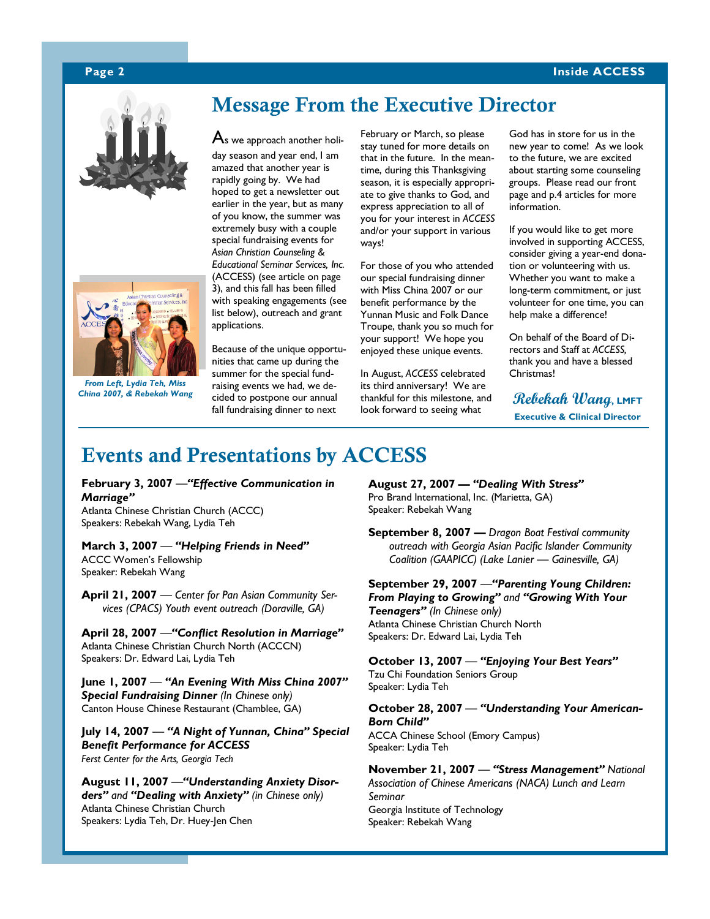## Message From the Executive Director

From Left, Lydia Teh, Miss China 2007, & Rebekah Wang

As we approach another holiday season and year end, I am amazed that another year is rapidly going by. We had hoped to get a newsletter out earlier in the year, but as many of you know, the summer was extremely busy with a couple special fundraising events for *Asian Christian Counseling & Educational Seminar Services, Inc.* (ACCESS) (see article on page 3), and this fall has been filled with speaking engagements (see list below), outreach and grant applications.

Because of the unique opportunities that came up during the summer for the special fundraising events we had, we decided to postpone our annual fall fundraising dinner to next February or March, so please stay tuned for more details on that in the future. In the meantime, during this Thanksgiving season, it is especially appropriate to give thanks to God, and express appreciation to all of you for your interest in *ACCESS* and/or your support in various ways!

For those of you who attended our special fundraising dinner with Miss China 2007 or our benefit performance by the Yunnan Music and Folk Dance Troupe, thank you so much for your support! We hope you enjoyed these unique events.

In August, *ACCESS* celebrated its third anniversary! We are thankful for this milestone, and look forward to seeing what God has in store for us in the new year to come! As we look to the future, we are excited about starting some counseling groups. Please read our front page and p.4 articles for more information.

If you would like to get more involved in supporting ACCESS, consider giving a year-end donation or volunteering with us. Whether you want to make a long-term commitment, or just volunteer for one time, you can help make a difference!

On behalf of the Board of Directors and Staff at *ACCESS*, thank you and have a blessed Christmas!

*Rebekah Wang*, **LMFT**
**Executive & Clinical Director**

## Events and Presentations by ACCESS

**February 3, 2007** —***"Effective Communication in Marriage"***
Atlanta Chinese Christian Church (ACCC)
Speakers: Rebekah Wang, Lydia Teh

**March 3, 2007** — ***"Helping Friends in Need"***
ACCC Women's Fellowship
Speaker: Rebekah Wang

**April 21, 2007** — *Center for Pan Asian Community Services (CPACS) Youth event outreach (Doraville, GA)*

**April 28, 2007** —***"Conflict Resolution in Marriage"***
Atlanta Chinese Christian Church North (ACCCN)
Speakers: Dr. Edward Lai, Lydia Teh

**June 1, 2007** — ***"An Evening With Miss China 2007" Special Fundraising Dinner*** *(In Chinese only)*
Canton House Chinese Restaurant (Chamblee, GA)

**July 14, 2007** — ***"A Night of Yunnan, China" Special Benefit Performance for ACCESS***
*Ferst Center for the Arts, Georgia Tech*

**August 11, 2007** —***"Understanding Anxiety Disorders"*** *and* ***"Dealing with Anxiety"*** *(in Chinese only)*
Atlanta Chinese Christian Church
Speakers: Lydia Teh, Dr. Huey-Jen Chen

**August 27, 2007 — *"Dealing With Stress"***
Pro Brand International, Inc. (Marietta, GA)
Speaker: Rebekah Wang

**September 8, 2007 —** *Dragon Boat Festival community outreach with Georgia Asian Pacific Islander Community Coalition (GAAPICC) (Lake Lanier — Gainesville, GA)*

**September 29, 2007** —***"Parenting Young Children: From Playing to Growing"*** *and* ***"Growing With Your Teenagers"*** *(In Chinese only)*
Atlanta Chinese Christian Church North
Speakers: Dr. Edward Lai, Lydia Teh

**October 13, 2007** — ***"Enjoying Your Best Years"***
Tzu Chi Foundation Seniors Group
Speaker: Lydia Teh

**October 28, 2007** — ***"Understanding Your American-Born Child"***
ACCA Chinese School (Emory Campus)
Speaker: Lydia Teh

**November 21, 2007** — ***"Stress Management"*** *National Association of Chinese Americans (NACA) Lunch and Learn Seminar*
Georgia Institute of Technology
Speaker: Rebekah Wang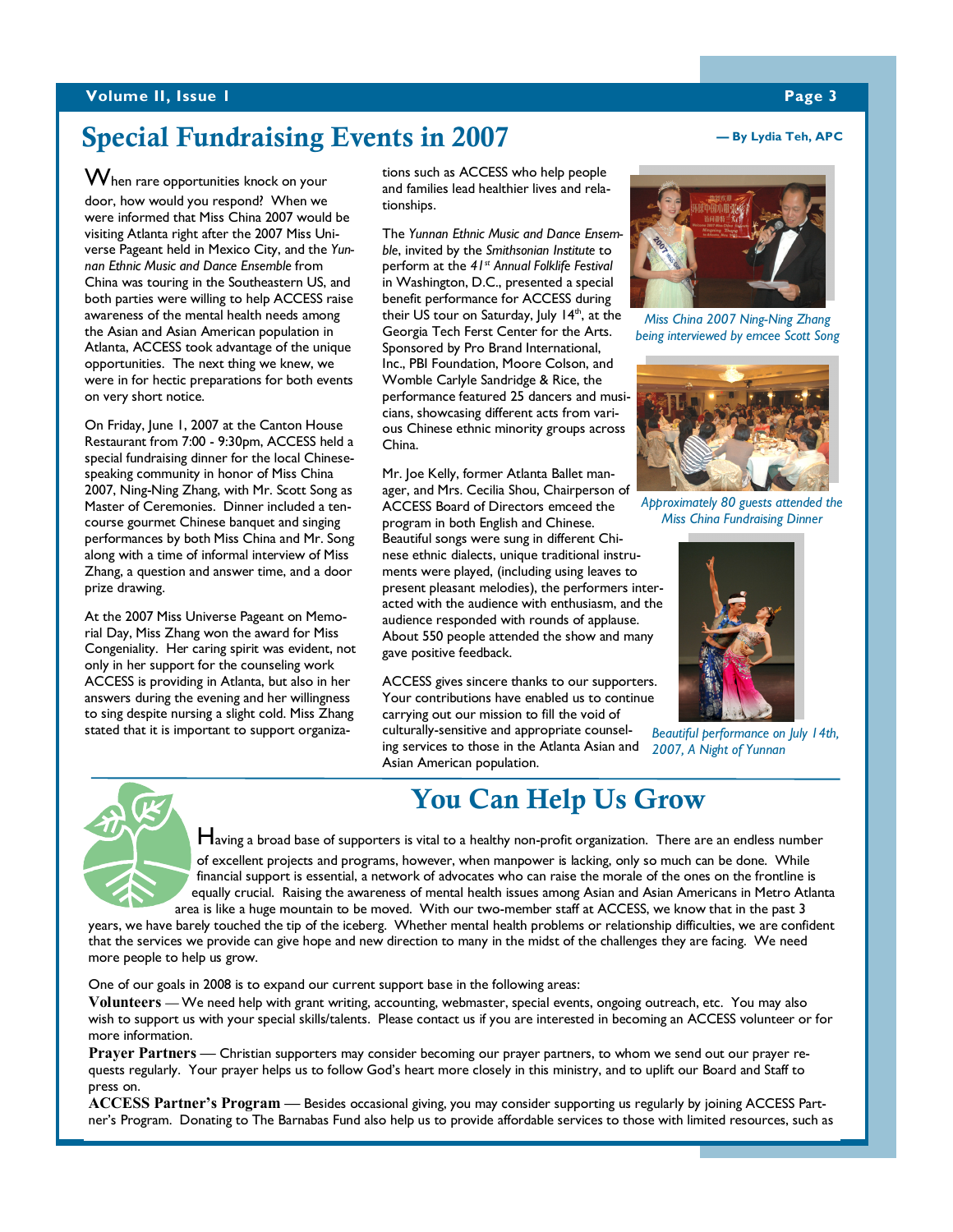# Special Fundraising Events in 2007

**— By Lydia Teh, APC**

When rare opportunities knock on your door, how would you respond? When we were informed that Miss China 2007 would be visiting Atlanta right after the 2007 Miss Universe Pageant held in Mexico City, and the *Yunnan Ethnic Music and Dance Ensemble* from China was touring in the Southeastern US, and both parties were willing to help ACCESS raise awareness of the mental health needs among the Asian and Asian American population in Atlanta, ACCESS took advantage of the unique opportunities. The next thing we knew, we were in for hectic preparations for both events on very short notice.

On Friday, June 1, 2007 at the Canton House Restaurant from 7:00 - 9:30pm, ACCESS held a special fundraising dinner for the local Chinese-speaking community in honor of Miss China 2007, Ning-Ning Zhang, with Mr. Scott Song as Master of Ceremonies. Dinner included a ten-course gourmet Chinese banquet and singing performances by both Miss China and Mr. Song along with a time of informal interview of Miss Zhang, a question and answer time, and a door prize drawing.

At the 2007 Miss Universe Pageant on Memorial Day, Miss Zhang won the award for Miss Congeniality. Her caring spirit was evident, not only in her support for the counseling work ACCESS is providing in Atlanta, but also in her answers during the evening and her willingness to sing despite nursing a slight cold. Miss Zhang stated that it is important to support organizations such as ACCESS who help people and families lead healthier lives and relationships.

The *Yunnan Ethnic Music and Dance Ensemble*, invited by the *Smithsonian Institute* to perform at the *41st Annual Folklife Festival* in Washington, D.C., presented a special benefit performance for ACCESS during their US tour on Saturday, July 14th, at the Georgia Tech Ferst Center for the Arts. Sponsored by Pro Brand International, Inc., PBI Foundation, Moore Colson, and Womble Carlyle Sandridge & Rice, the performance featured 25 dancers and musicians, showcasing different acts from various Chinese ethnic minority groups across China.

Mr. Joe Kelly, former Atlanta Ballet manager, and Mrs. Cecilia Shou, Chairperson of ACCESS Board of Directors emceed the program in both English and Chinese. Beautiful songs were sung in different Chinese ethnic dialects, unique traditional instruments were played, (including using leaves to present pleasant melodies), the performers interacted with the audience with enthusiasm, and the audience responded with rounds of applause. About 550 people attended the show and many gave positive feedback.

ACCESS gives sincere thanks to our supporters. Your contributions have enabled us to continue carrying out our mission to fill the void of culturally-sensitive and appropriate counseling services to those in the Atlanta Asian and Asian American population.

*Miss China 2007 Ning-Ning Zhang being interviewed by emcee Scott Song*

*Approximately 80 guests attended the Miss China Fundraising Dinner*

*Beautiful performance on July 14th, 2007, A Night of Yunnan*

# You Can Help Us Grow

Having a broad base of supporters is vital to a healthy non-profit organization. There are an endless number of excellent projects and programs, however, when manpower is lacking, only so much can be done. While financial support is essential, a network of advocates who can raise the morale of the ones on the frontline is equally crucial. Raising the awareness of mental health issues among Asian and Asian Americans in Metro Atlanta area is like a huge mountain to be moved. With our two-member staff at ACCESS, we know that in the past 3 years, we have barely touched the tip of the iceberg. Whether mental health problems or relationship difficulties, we are confident that the services we provide can give hope and new direction to many in the midst of the challenges they are facing. We need more people to help us grow.

One of our goals in 2008 is to expand our current support base in the following areas:

**Volunteers** — We need help with grant writing, accounting, webmaster, special events, ongoing outreach, etc. You may also wish to support us with your special skills/talents. Please contact us if you are interested in becoming an ACCESS volunteer or for more information.

**Prayer Partners** — Christian supporters may consider becoming our prayer partners, to whom we send out our prayer requests regularly. Your prayer helps us to follow God's heart more closely in this ministry, and to uplift our Board and Staff to press on.

**ACCESS Partner's Program** — Besides occasional giving, you may consider supporting us regularly by joining ACCESS Partner's Program. Donating to The Barnabas Fund also help us to provide affordable services to those with limited resources, such as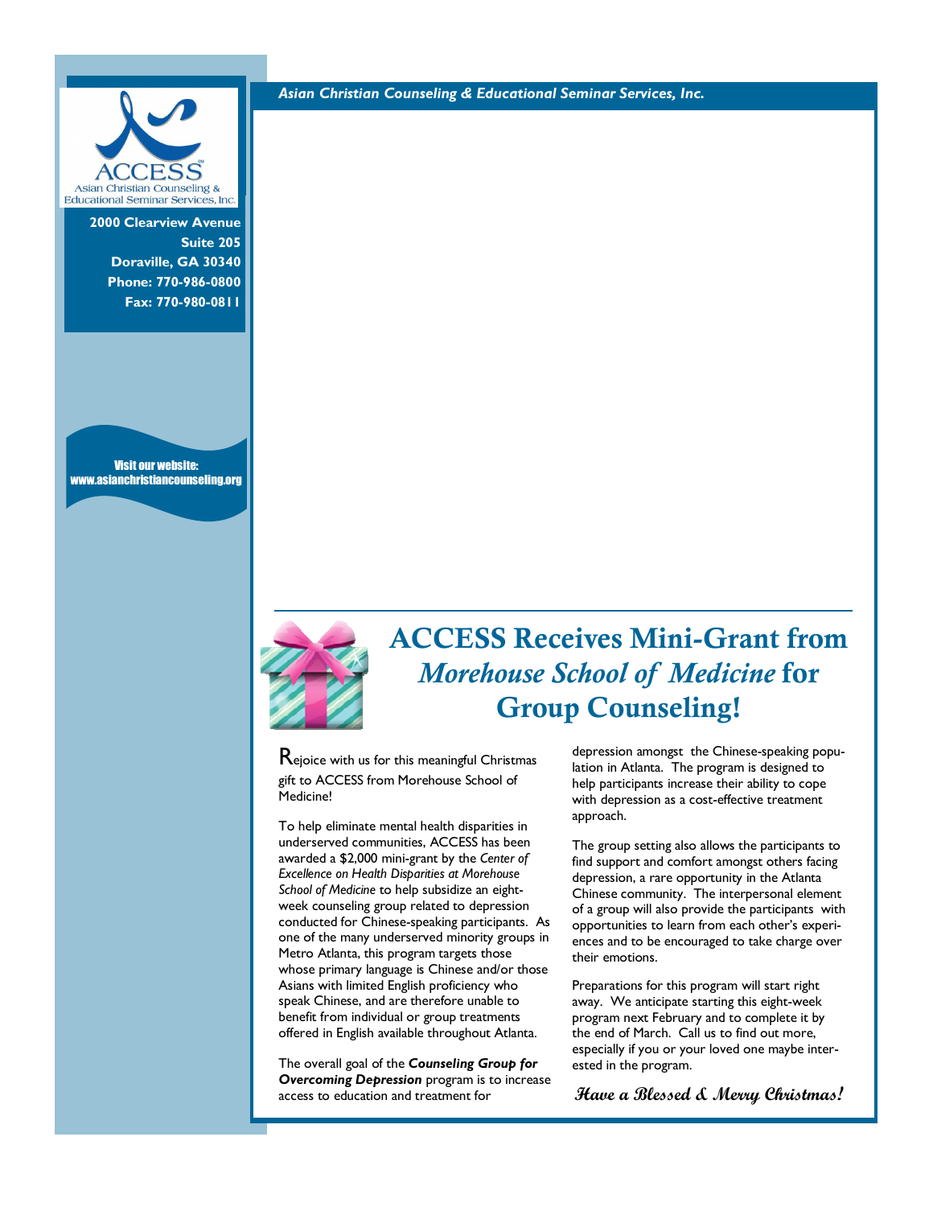**2000 Clearview Avenue**
**Suite 205**
**Doraville, GA 30340**
**Phone: 770-986-0800**
**Fax: 770-980-0811**

Visit our website:
www.asianchristiancounseling.org

*Asian Christian Counseling & Educational Seminar Services, Inc.*

# ACCESS Receives Mini-Grant from *Morehouse School of Medicine* for Group Counseling!

Rejoice with us for this meaningful Christmas gift to ACCESS from Morehouse School of Medicine!

To help eliminate mental health disparities in underserved communities, ACCESS has been awarded a $2,000 mini-grant by the *Center of Excellence on Health Disparities at Morehouse School of Medicine* to help subsidize an eight-week counseling group related to depression conducted for Chinese-speaking participants. As one of the many underserved minority groups in Metro Atlanta, this program targets those whose primary language is Chinese and/or those Asians with limited English proficiency who speak Chinese, and are therefore unable to benefit from individual or group treatments offered in English available throughout Atlanta.

The overall goal of the ***Counseling Group for Overcoming Depression*** program is to increase access to education and treatment for depression amongst the Chinese-speaking population in Atlanta. The program is designed to help participants increase their ability to cope with depression as a cost-effective treatment approach.

The group setting also allows the participants to find support and comfort amongst others facing depression, a rare opportunity in the Atlanta Chinese community. The interpersonal element of a group will also provide the participants with opportunities to learn from each other's experiences and to be encouraged to take charge over their emotions.

Preparations for this program will start right away. We anticipate starting this eight-week program next February and to complete it by the end of March. Call us to find out more, especially if you or your loved one maybe interested in the program.

***Have a Blessed & Merry Christmas!***